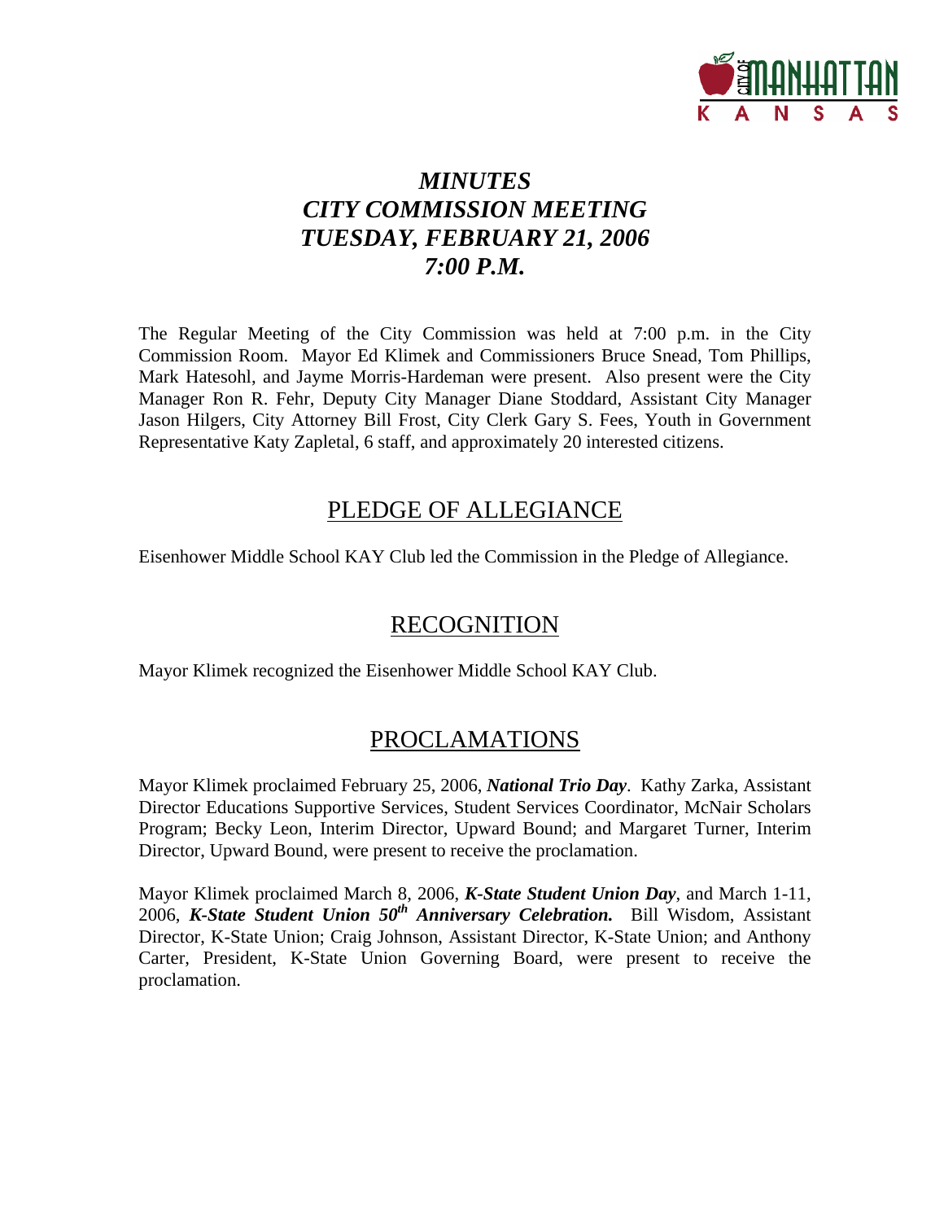# *MINUTES*
# *CITY COMMISSION MEETING*
# *TUESDAY, FEBRUARY 21, 2006*
# *7:00 P.M.*

The Regular Meeting of the City Commission was held at 7:00 p.m. in the City Commission Room. Mayor Ed Klimek and Commissioners Bruce Snead, Tom Phillips, Mark Hatesohl, and Jayme Morris-Hardeman were present. Also present were the City Manager Ron R. Fehr, Deputy City Manager Diane Stoddard, Assistant City Manager Jason Hilgers, City Attorney Bill Frost, City Clerk Gary S. Fees, Youth in Government Representative Katy Zapletal, 6 staff, and approximately 20 interested citizens.

## PLEDGE OF ALLEGIANCE

Eisenhower Middle School KAY Club led the Commission in the Pledge of Allegiance.

## RECOGNITION

Mayor Klimek recognized the Eisenhower Middle School KAY Club.

## PROCLAMATIONS

Mayor Klimek proclaimed February 25, 2006, ***National Trio Day***. Kathy Zarka, Assistant Director Educations Supportive Services, Student Services Coordinator, McNair Scholars Program; Becky Leon, Interim Director, Upward Bound; and Margaret Turner, Interim Director, Upward Bound, were present to receive the proclamation.

Mayor Klimek proclaimed March 8, 2006, ***K-State Student Union Day***, and March 1-11, 2006, ***K-State Student Union 50th Anniversary Celebration.*** Bill Wisdom, Assistant Director, K-State Union; Craig Johnson, Assistant Director, K-State Union; and Anthony Carter, President, K-State Union Governing Board, were present to receive the proclamation.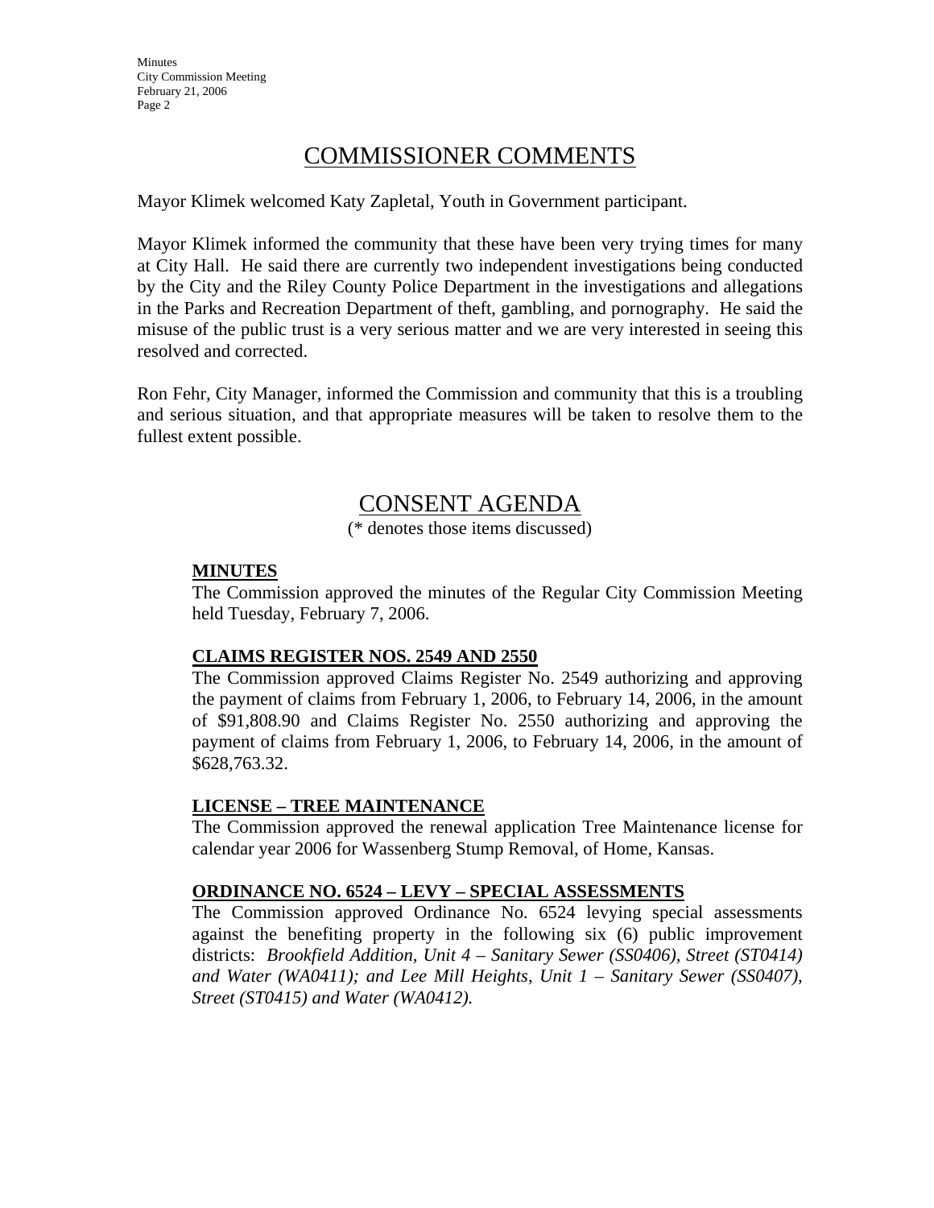# COMMISSIONER COMMENTS

Mayor Klimek welcomed Katy Zapletal, Youth in Government participant.

Mayor Klimek informed the community that these have been very trying times for many at City Hall. He said there are currently two independent investigations being conducted by the City and the Riley County Police Department in the investigations and allegations in the Parks and Recreation Department of theft, gambling, and pornography. He said the misuse of the public trust is a very serious matter and we are very interested in seeing this resolved and corrected.

Ron Fehr, City Manager, informed the Commission and community that this is a troubling and serious situation, and that appropriate measures will be taken to resolve them to the fullest extent possible.

# CONSENT AGENDA

(* denotes those items discussed)

**MINUTES**

The Commission approved the minutes of the Regular City Commission Meeting held Tuesday, February 7, 2006.

**CLAIMS REGISTER NOS. 2549 AND 2550**

The Commission approved Claims Register No. 2549 authorizing and approving the payment of claims from February 1, 2006, to February 14, 2006, in the amount of $91,808.90 and Claims Register No. 2550 authorizing and approving the payment of claims from February 1, 2006, to February 14, 2006, in the amount of $628,763.32.

**LICENSE – TREE MAINTENANCE**

The Commission approved the renewal application Tree Maintenance license for calendar year 2006 for Wassenberg Stump Removal, of Home, Kansas.

**ORDINANCE NO. 6524 – LEVY – SPECIAL ASSESSMENTS**

The Commission approved Ordinance No. 6524 levying special assessments against the benefiting property in the following six (6) public improvement districts: *Brookfield Addition, Unit 4 – Sanitary Sewer (SS0406), Street (ST0414) and Water (WA0411); and Lee Mill Heights, Unit 1 – Sanitary Sewer (SS0407), Street (ST0415) and Water (WA0412).*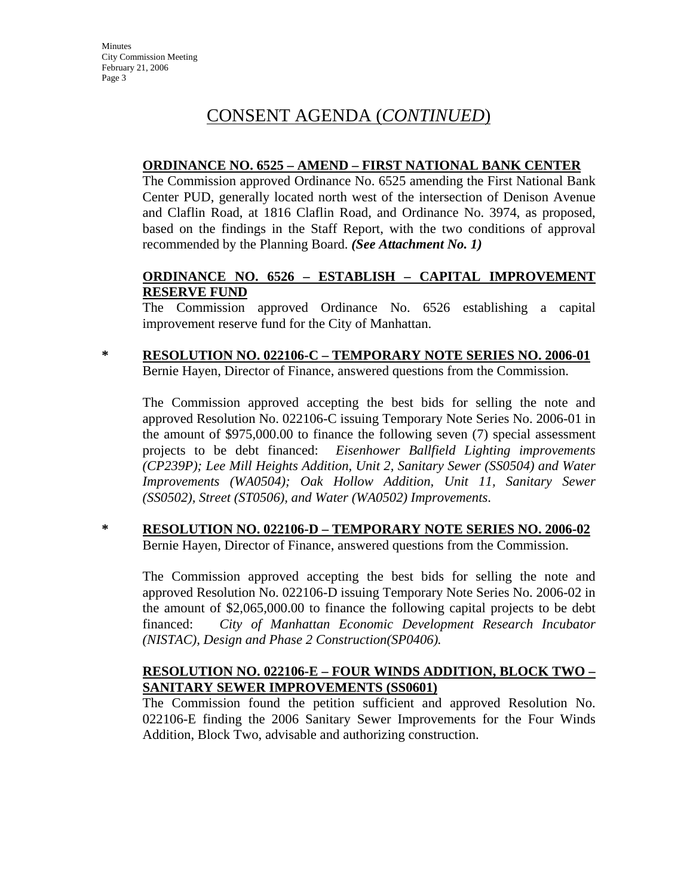# CONSENT AGENDA (*CONTINUED*)

**ORDINANCE NO. 6525 – AMEND – FIRST NATIONAL BANK CENTER**

The Commission approved Ordinance No. 6525 amending the First National Bank Center PUD, generally located north west of the intersection of Denison Avenue and Claflin Road, at 1816 Claflin Road, and Ordinance No. 3974, as proposed, based on the findings in the Staff Report, with the two conditions of approval recommended by the Planning Board. ***(See Attachment No. 1)***

**ORDINANCE NO. 6526 – ESTABLISH – CAPITAL IMPROVEMENT RESERVE FUND**

The Commission approved Ordinance No. 6526 establishing a capital improvement reserve fund for the City of Manhattan.

\* **RESOLUTION NO. 022106-C – TEMPORARY NOTE SERIES NO. 2006-01**

Bernie Hayen, Director of Finance, answered questions from the Commission.

The Commission approved accepting the best bids for selling the note and approved Resolution No. 022106-C issuing Temporary Note Series No. 2006-01 in the amount of $975,000.00 to finance the following seven (7) special assessment projects to be debt financed: *Eisenhower Ballfield Lighting improvements (CP239P); Lee Mill Heights Addition, Unit 2, Sanitary Sewer (SS0504) and Water Improvements (WA0504); Oak Hollow Addition, Unit 11, Sanitary Sewer (SS0502), Street (ST0506), and Water (WA0502) Improvements.*

\* **RESOLUTION NO. 022106-D – TEMPORARY NOTE SERIES NO. 2006-02**

Bernie Hayen, Director of Finance, answered questions from the Commission.

The Commission approved accepting the best bids for selling the note and approved Resolution No. 022106-D issuing Temporary Note Series No. 2006-02 in the amount of $2,065,000.00 to finance the following capital projects to be debt financed: *City of Manhattan Economic Development Research Incubator (NISTAC), Design and Phase 2 Construction(SP0406).*

**RESOLUTION NO. 022106-E – FOUR WINDS ADDITION, BLOCK TWO – SANITARY SEWER IMPROVEMENTS (SS0601)**

The Commission found the petition sufficient and approved Resolution No. 022106-E finding the 2006 Sanitary Sewer Improvements for the Four Winds Addition, Block Two, advisable and authorizing construction.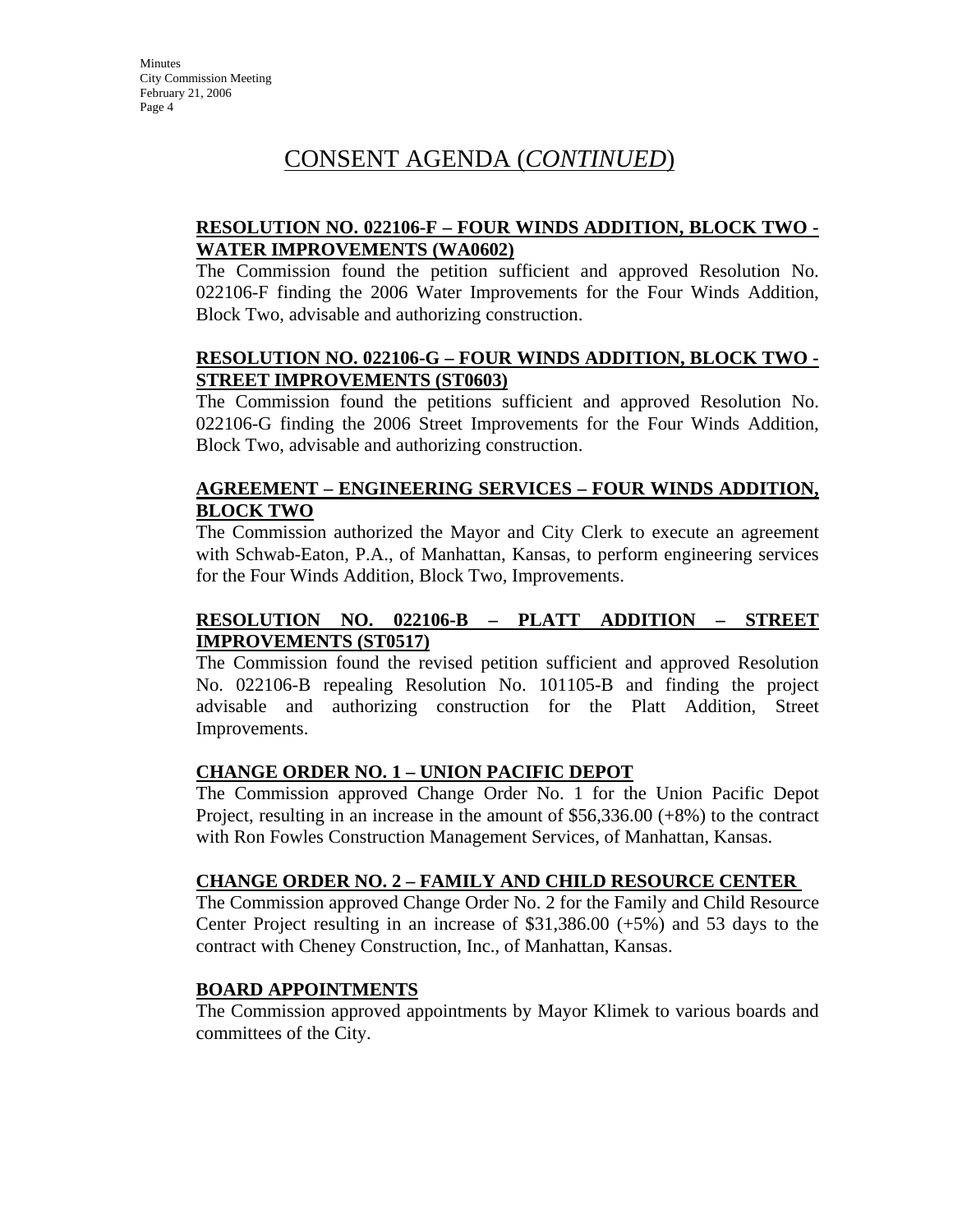# CONSENT AGENDA (*CONTINUED*)

**RESOLUTION NO. 022106-F – FOUR WINDS ADDITION, BLOCK TWO - WATER IMPROVEMENTS (WA0602)**

The Commission found the petition sufficient and approved Resolution No. 022106-F finding the 2006 Water Improvements for the Four Winds Addition, Block Two, advisable and authorizing construction.

**RESOLUTION NO. 022106-G – FOUR WINDS ADDITION, BLOCK TWO - STREET IMPROVEMENTS (ST0603)**

The Commission found the petitions sufficient and approved Resolution No. 022106-G finding the 2006 Street Improvements for the Four Winds Addition, Block Two, advisable and authorizing construction.

**AGREEMENT – ENGINEERING SERVICES – FOUR WINDS ADDITION, BLOCK TWO**

The Commission authorized the Mayor and City Clerk to execute an agreement with Schwab-Eaton, P.A., of Manhattan, Kansas, to perform engineering services for the Four Winds Addition, Block Two, Improvements.

**RESOLUTION NO. 022106-B – PLATT ADDITION – STREET IMPROVEMENTS (ST0517)**

The Commission found the revised petition sufficient and approved Resolution No. 022106-B repealing Resolution No. 101105-B and finding the project advisable and authorizing construction for the Platt Addition, Street Improvements.

**CHANGE ORDER NO. 1 – UNION PACIFIC DEPOT**

The Commission approved Change Order No. 1 for the Union Pacific Depot Project, resulting in an increase in the amount of $56,336.00 (+8%) to the contract with Ron Fowles Construction Management Services, of Manhattan, Kansas.

**CHANGE ORDER NO. 2 – FAMILY AND CHILD RESOURCE CENTER**

The Commission approved Change Order No. 2 for the Family and Child Resource Center Project resulting in an increase of $31,386.00 (+5%) and 53 days to the contract with Cheney Construction, Inc., of Manhattan, Kansas.

**BOARD APPOINTMENTS**

The Commission approved appointments by Mayor Klimek to various boards and committees of the City.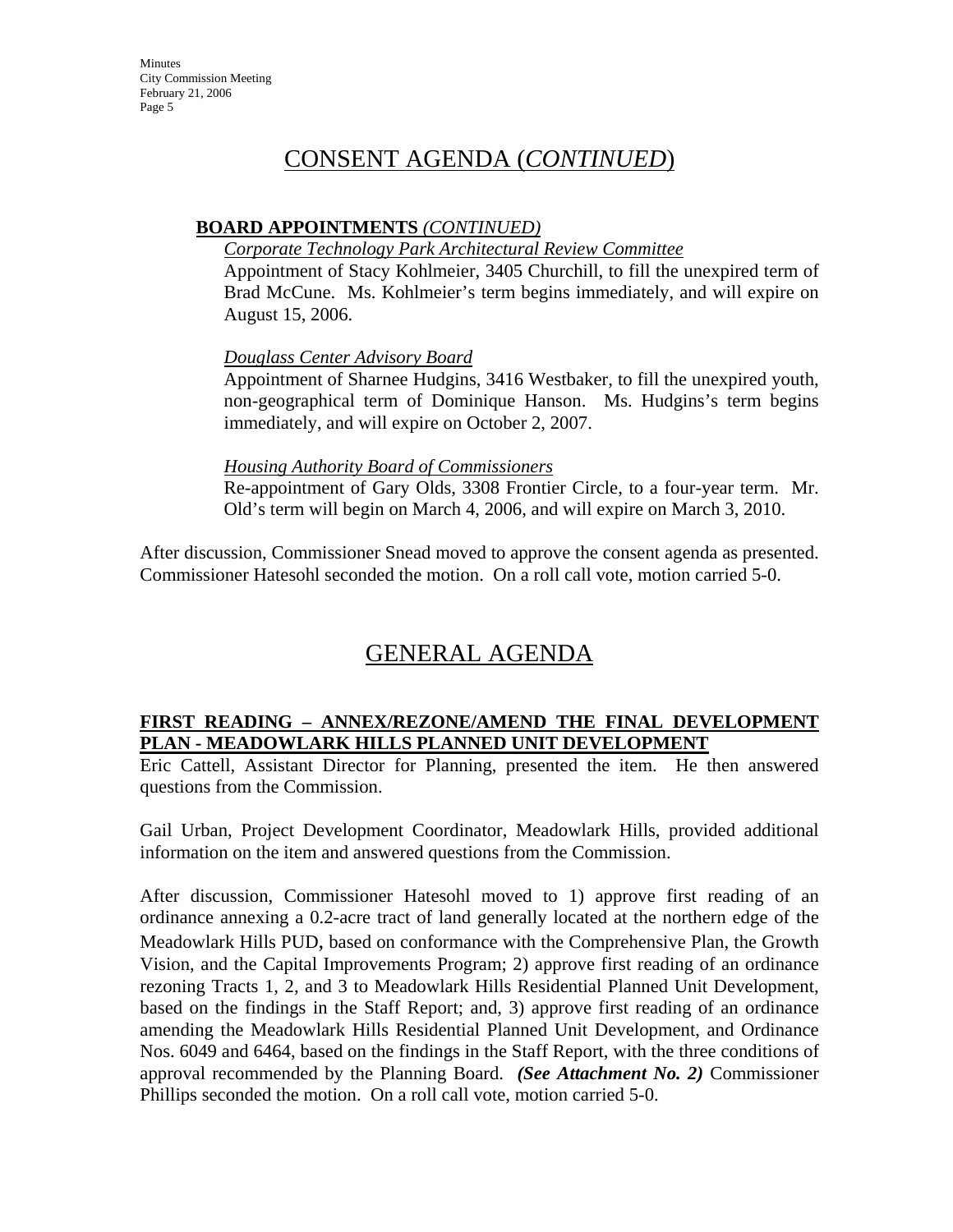## CONSENT AGENDA (*CONTINUED*)

### BOARD APPOINTMENTS *(CONTINUED)*

*Corporate Technology Park Architectural Review Committee*

Appointment of Stacy Kohlmeier, 3405 Churchill, to fill the unexpired term of Brad McCune. Ms. Kohlmeier's term begins immediately, and will expire on August 15, 2006.

*Douglass Center Advisory Board*

Appointment of Sharnee Hudgins, 3416 Westbaker, to fill the unexpired youth, non-geographical term of Dominique Hanson. Ms. Hudgins's term begins immediately, and will expire on October 2, 2007.

*Housing Authority Board of Commissioners*

Re-appointment of Gary Olds, 3308 Frontier Circle, to a four-year term. Mr. Old's term will begin on March 4, 2006, and will expire on March 3, 2010.

After discussion, Commissioner Snead moved to approve the consent agenda as presented. Commissioner Hatesohl seconded the motion. On a roll call vote, motion carried 5-0.

## GENERAL AGENDA

### FIRST READING – ANNEX/REZONE/AMEND THE FINAL DEVELOPMENT PLAN - MEADOWLARK HILLS PLANNED UNIT DEVELOPMENT

Eric Cattell, Assistant Director for Planning, presented the item. He then answered questions from the Commission.

Gail Urban, Project Development Coordinator, Meadowlark Hills, provided additional information on the item and answered questions from the Commission.

After discussion, Commissioner Hatesohl moved to 1) approve first reading of an ordinance annexing a 0.2-acre tract of land generally located at the northern edge of the Meadowlark Hills PUD, based on conformance with the Comprehensive Plan, the Growth Vision, and the Capital Improvements Program; 2) approve first reading of an ordinance rezoning Tracts 1, 2, and 3 to Meadowlark Hills Residential Planned Unit Development, based on the findings in the Staff Report; and, 3) approve first reading of an ordinance amending the Meadowlark Hills Residential Planned Unit Development, and Ordinance Nos. 6049 and 6464, based on the findings in the Staff Report, with the three conditions of approval recommended by the Planning Board. ***(See Attachment No. 2)*** Commissioner Phillips seconded the motion. On a roll call vote, motion carried 5-0.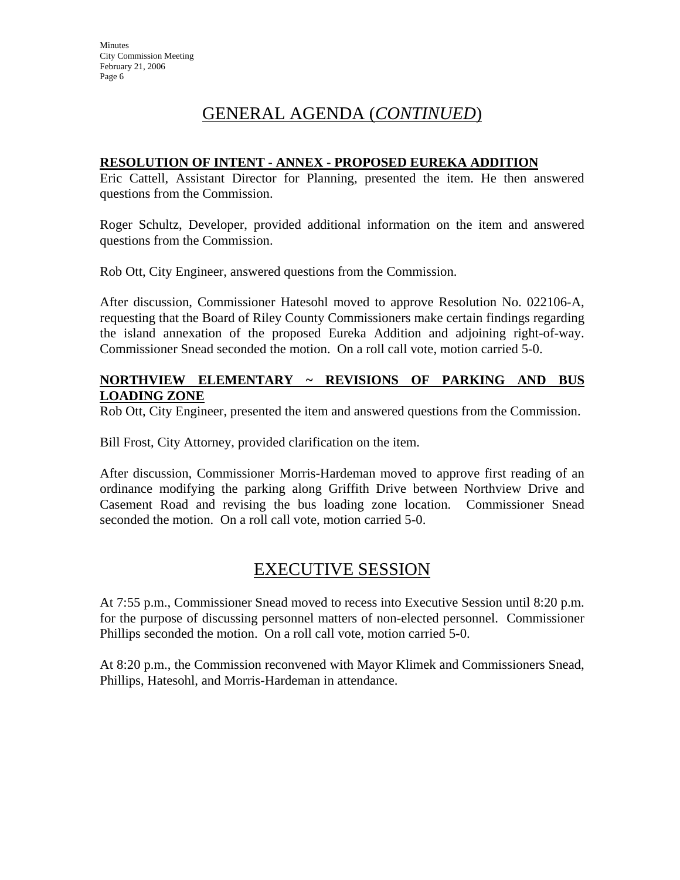# GENERAL AGENDA (*CONTINUED*)

**RESOLUTION OF INTENT - ANNEX - PROPOSED EUREKA ADDITION**

Eric Cattell, Assistant Director for Planning, presented the item. He then answered questions from the Commission.

Roger Schultz, Developer, provided additional information on the item and answered questions from the Commission.

Rob Ott, City Engineer, answered questions from the Commission.

After discussion, Commissioner Hatesohl moved to approve Resolution No. 022106-A, requesting that the Board of Riley County Commissioners make certain findings regarding the island annexation of the proposed Eureka Addition and adjoining right-of-way. Commissioner Snead seconded the motion. On a roll call vote, motion carried 5-0.

**NORTHVIEW ELEMENTARY ~ REVISIONS OF PARKING AND BUS LOADING ZONE**

Rob Ott, City Engineer, presented the item and answered questions from the Commission.

Bill Frost, City Attorney, provided clarification on the item.

After discussion, Commissioner Morris-Hardeman moved to approve first reading of an ordinance modifying the parking along Griffith Drive between Northview Drive and Casement Road and revising the bus loading zone location. Commissioner Snead seconded the motion. On a roll call vote, motion carried 5-0.

# EXECUTIVE SESSION

At 7:55 p.m., Commissioner Snead moved to recess into Executive Session until 8:20 p.m. for the purpose of discussing personnel matters of non-elected personnel. Commissioner Phillips seconded the motion. On a roll call vote, motion carried 5-0.

At 8:20 p.m., the Commission reconvened with Mayor Klimek and Commissioners Snead, Phillips, Hatesohl, and Morris-Hardeman in attendance.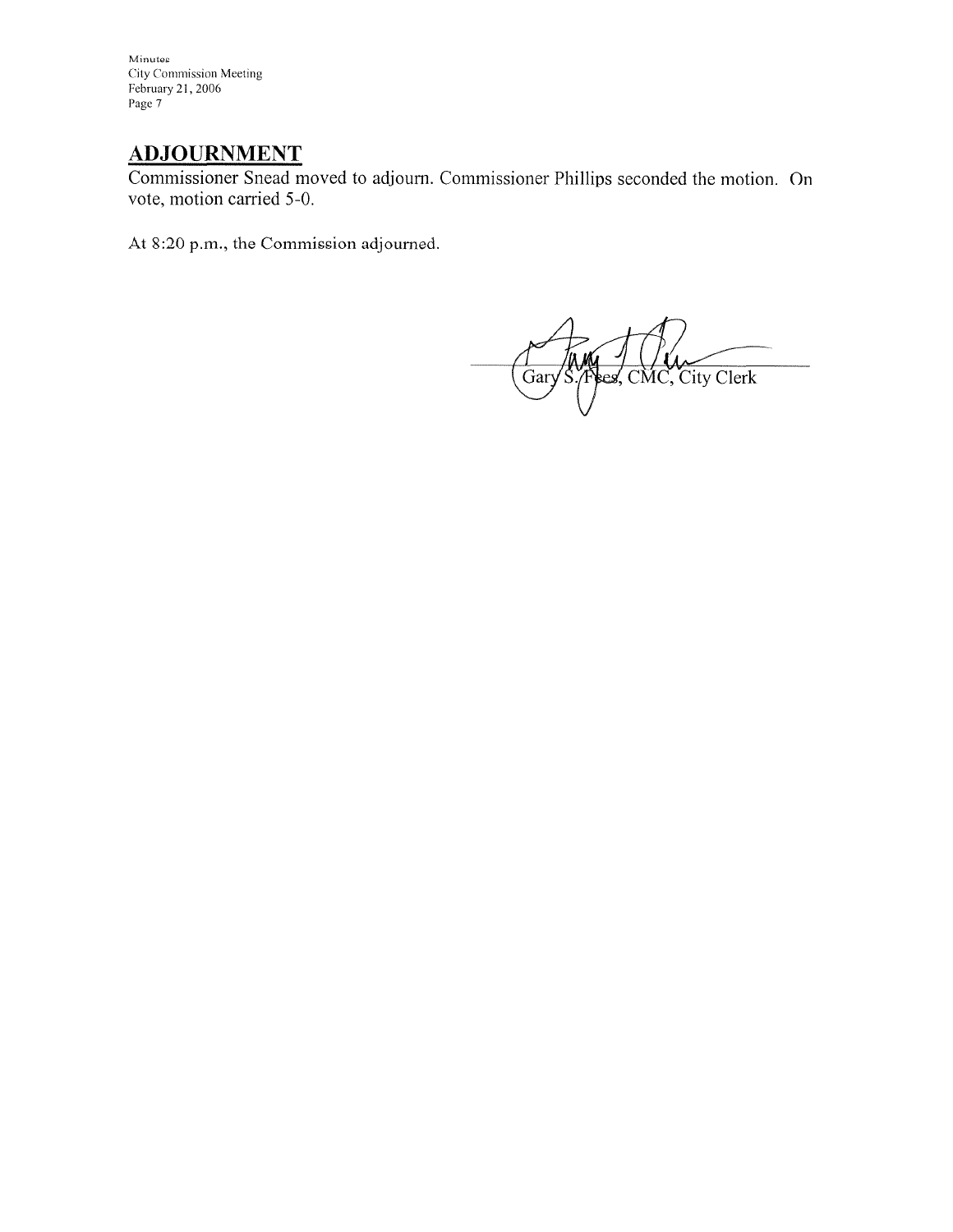## ADJOURNMENT

Commissioner Snead moved to adjourn. Commissioner Phillips seconded the motion. On vote, motion carried 5-0.

At 8:20 p.m., the Commission adjourned.

Gary S. Fees, CMC, City Clerk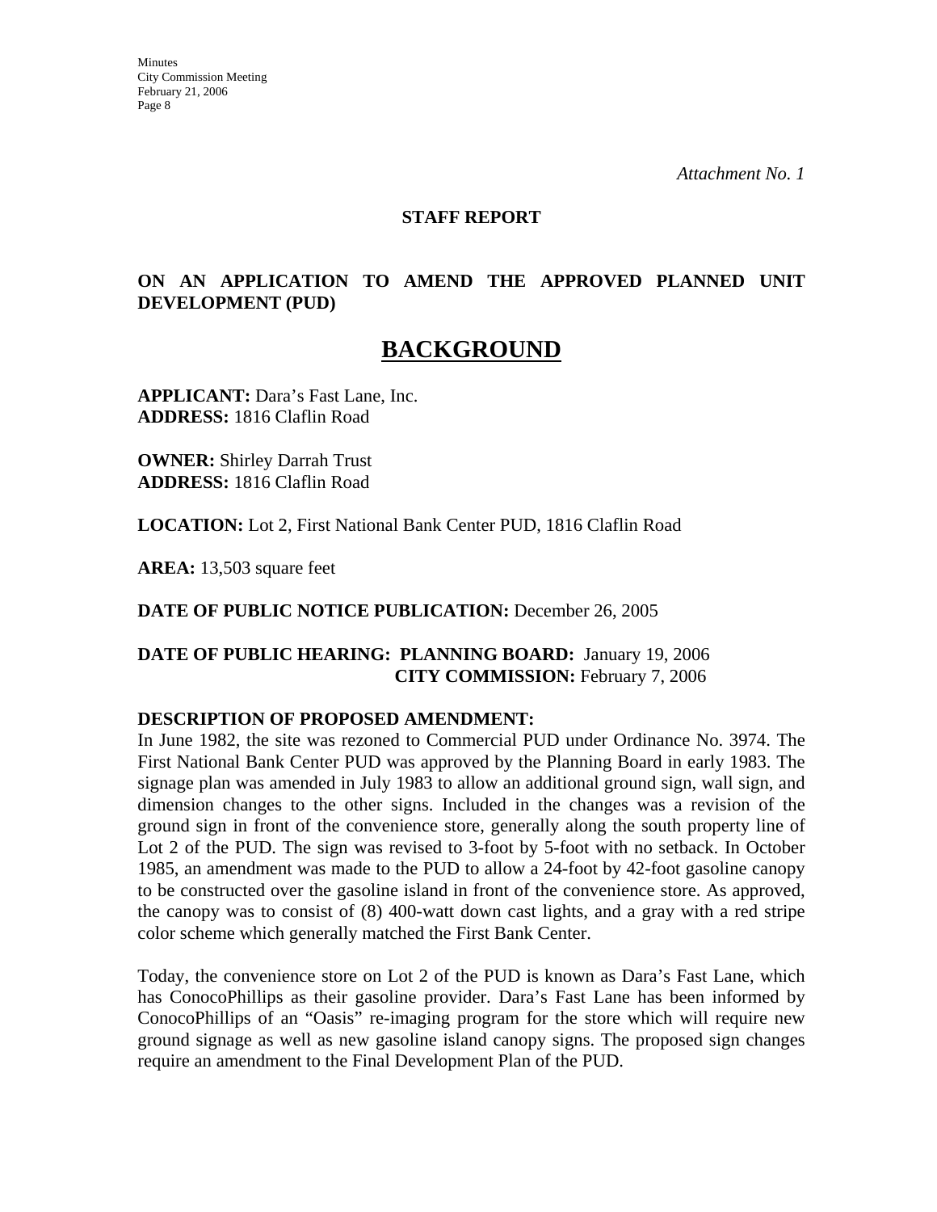*Attachment No. 1*

**STAFF REPORT**

**ON AN APPLICATION TO AMEND THE APPROVED PLANNED UNIT DEVELOPMENT (PUD)**

# BACKGROUND

**APPLICANT:** Dara's Fast Lane, Inc.
**ADDRESS:** 1816 Claflin Road

**OWNER:** Shirley Darrah Trust
**ADDRESS:** 1816 Claflin Road

**LOCATION:** Lot 2, First National Bank Center PUD, 1816 Claflin Road

**AREA:** 13,503 square feet

**DATE OF PUBLIC NOTICE PUBLICATION:** December 26, 2005

**DATE OF PUBLIC HEARING: PLANNING BOARD:** January 19, 2006
**CITY COMMISSION:** February 7, 2006

**DESCRIPTION OF PROPOSED AMENDMENT:**
In June 1982, the site was rezoned to Commercial PUD under Ordinance No. 3974. The First National Bank Center PUD was approved by the Planning Board in early 1983. The signage plan was amended in July 1983 to allow an additional ground sign, wall sign, and dimension changes to the other signs. Included in the changes was a revision of the ground sign in front of the convenience store, generally along the south property line of Lot 2 of the PUD. The sign was revised to 3-foot by 5-foot with no setback. In October 1985, an amendment was made to the PUD to allow a 24-foot by 42-foot gasoline canopy to be constructed over the gasoline island in front of the convenience store. As approved, the canopy was to consist of (8) 400-watt down cast lights, and a gray with a red stripe color scheme which generally matched the First Bank Center.

Today, the convenience store on Lot 2 of the PUD is known as Dara's Fast Lane, which has ConocoPhillips as their gasoline provider. Dara's Fast Lane has been informed by ConocoPhillips of an "Oasis" re-imaging program for the store which will require new ground signage as well as new gasoline island canopy signs. The proposed sign changes require an amendment to the Final Development Plan of the PUD.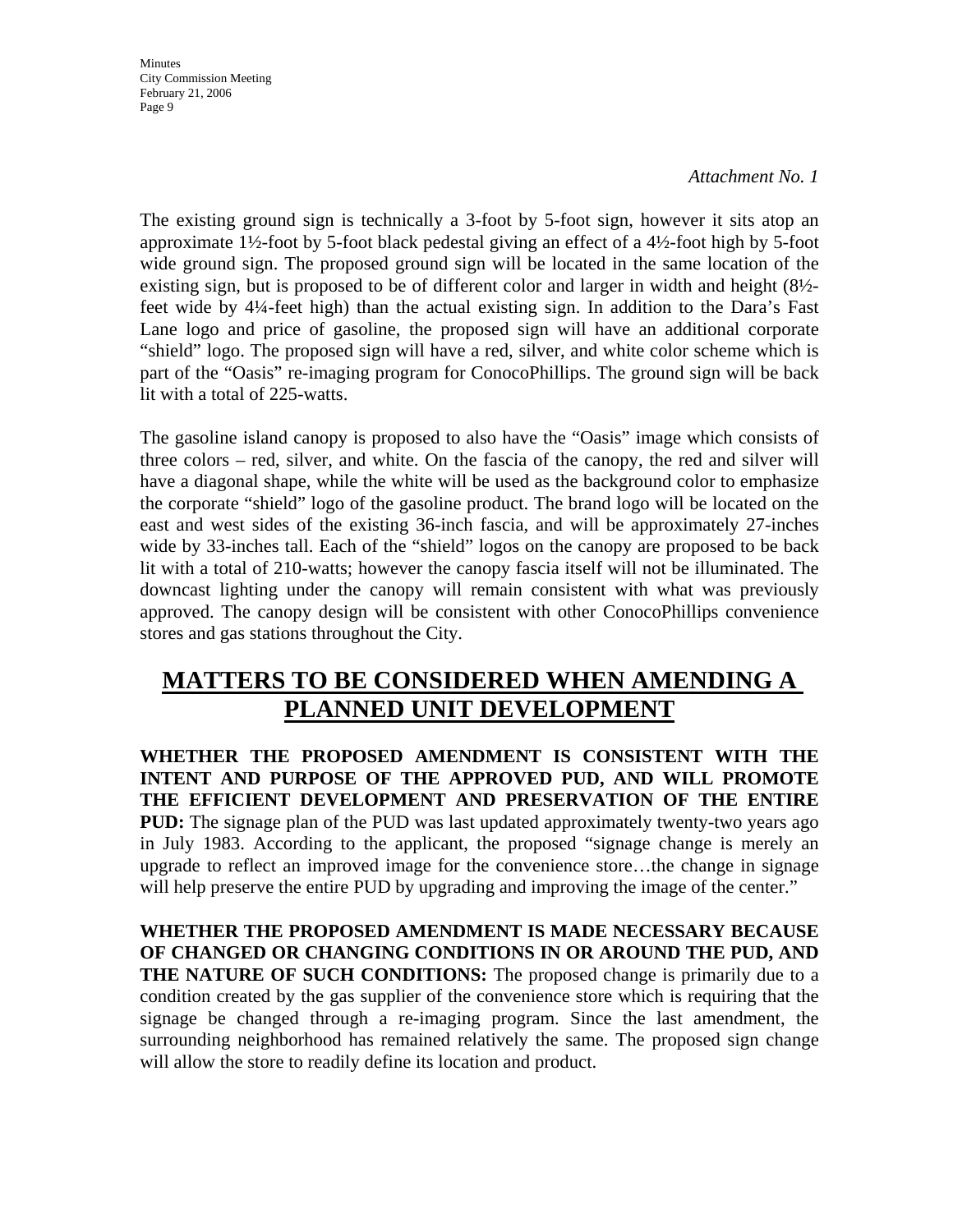*Attachment No. 1*

The existing ground sign is technically a 3-foot by 5-foot sign, however it sits atop an approximate 1½-foot by 5-foot black pedestal giving an effect of a 4½-foot high by 5-foot wide ground sign. The proposed ground sign will be located in the same location of the existing sign, but is proposed to be of different color and larger in width and height (8½-feet wide by 4¼-feet high) than the actual existing sign. In addition to the Dara's Fast Lane logo and price of gasoline, the proposed sign will have an additional corporate "shield" logo. The proposed sign will have a red, silver, and white color scheme which is part of the "Oasis" re-imaging program for ConocoPhillips. The ground sign will be back lit with a total of 225-watts.

The gasoline island canopy is proposed to also have the "Oasis" image which consists of three colors – red, silver, and white. On the fascia of the canopy, the red and silver will have a diagonal shape, while the white will be used as the background color to emphasize the corporate "shield" logo of the gasoline product. The brand logo will be located on the east and west sides of the existing 36-inch fascia, and will be approximately 27-inches wide by 33-inches tall. Each of the "shield" logos on the canopy are proposed to be back lit with a total of 210-watts; however the canopy fascia itself will not be illuminated. The downcast lighting under the canopy will remain consistent with what was previously approved. The canopy design will be consistent with other ConocoPhillips convenience stores and gas stations throughout the City.

## MATTERS TO BE CONSIDERED WHEN AMENDING A PLANNED UNIT DEVELOPMENT

**WHETHER THE PROPOSED AMENDMENT IS CONSISTENT WITH THE INTENT AND PURPOSE OF THE APPROVED PUD, AND WILL PROMOTE THE EFFICIENT DEVELOPMENT AND PRESERVATION OF THE ENTIRE PUD:** The signage plan of the PUD was last updated approximately twenty-two years ago in July 1983. According to the applicant, the proposed "signage change is merely an upgrade to reflect an improved image for the convenience store…the change in signage will help preserve the entire PUD by upgrading and improving the image of the center."

**WHETHER THE PROPOSED AMENDMENT IS MADE NECESSARY BECAUSE OF CHANGED OR CHANGING CONDITIONS IN OR AROUND THE PUD, AND THE NATURE OF SUCH CONDITIONS:** The proposed change is primarily due to a condition created by the gas supplier of the convenience store which is requiring that the signage be changed through a re-imaging program. Since the last amendment, the surrounding neighborhood has remained relatively the same. The proposed sign change will allow the store to readily define its location and product.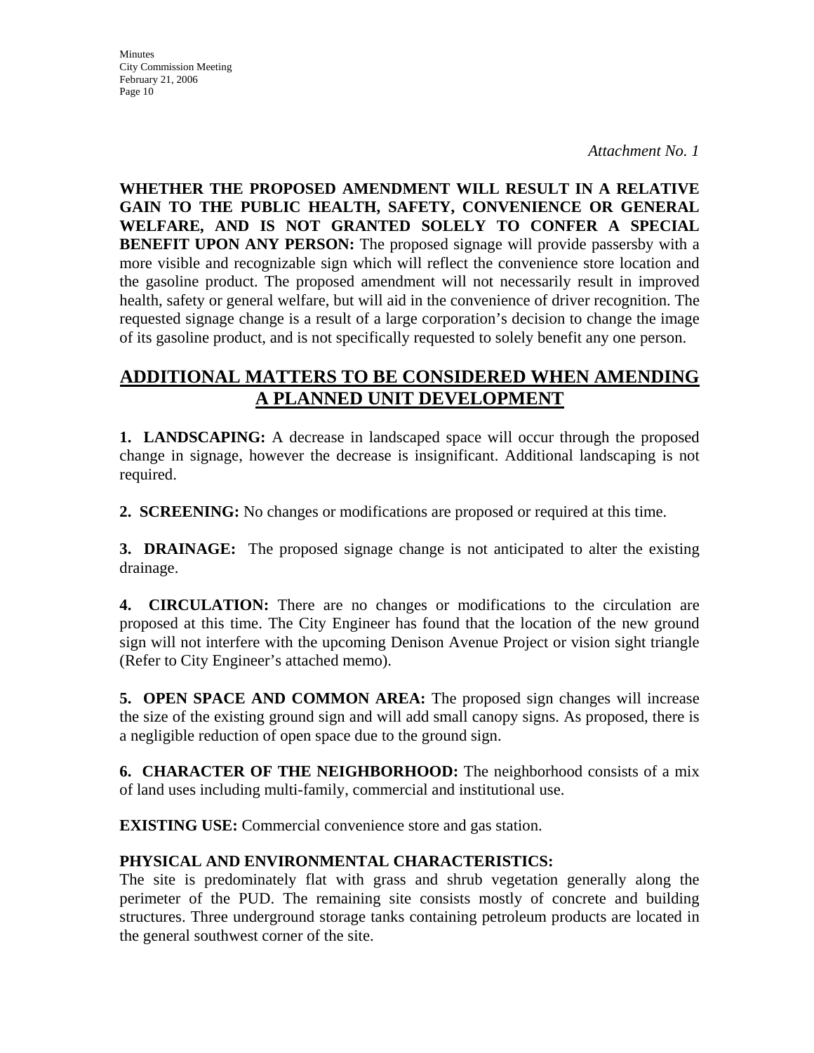*Attachment No. 1*

**WHETHER THE PROPOSED AMENDMENT WILL RESULT IN A RELATIVE GAIN TO THE PUBLIC HEALTH, SAFETY, CONVENIENCE OR GENERAL WELFARE, AND IS NOT GRANTED SOLELY TO CONFER A SPECIAL BENEFIT UPON ANY PERSON:** The proposed signage will provide passersby with a more visible and recognizable sign which will reflect the convenience store location and the gasoline product. The proposed amendment will not necessarily result in improved health, safety or general welfare, but will aid in the convenience of driver recognition. The requested signage change is a result of a large corporation's decision to change the image of its gasoline product, and is not specifically requested to solely benefit any one person.

## ADDITIONAL MATTERS TO BE CONSIDERED WHEN AMENDING A PLANNED UNIT DEVELOPMENT

**1. LANDSCAPING:** A decrease in landscaped space will occur through the proposed change in signage, however the decrease is insignificant. Additional landscaping is not required.

**2. SCREENING:** No changes or modifications are proposed or required at this time.

**3. DRAINAGE:** The proposed signage change is not anticipated to alter the existing drainage.

**4. CIRCULATION:** There are no changes or modifications to the circulation are proposed at this time. The City Engineer has found that the location of the new ground sign will not interfere with the upcoming Denison Avenue Project or vision sight triangle (Refer to City Engineer's attached memo).

**5. OPEN SPACE AND COMMON AREA:** The proposed sign changes will increase the size of the existing ground sign and will add small canopy signs. As proposed, there is a negligible reduction of open space due to the ground sign.

**6. CHARACTER OF THE NEIGHBORHOOD:** The neighborhood consists of a mix of land uses including multi-family, commercial and institutional use.

**EXISTING USE:** Commercial convenience store and gas station.

**PHYSICAL AND ENVIRONMENTAL CHARACTERISTICS:**
The site is predominately flat with grass and shrub vegetation generally along the perimeter of the PUD. The remaining site consists mostly of concrete and building structures. Three underground storage tanks containing petroleum products are located in the general southwest corner of the site.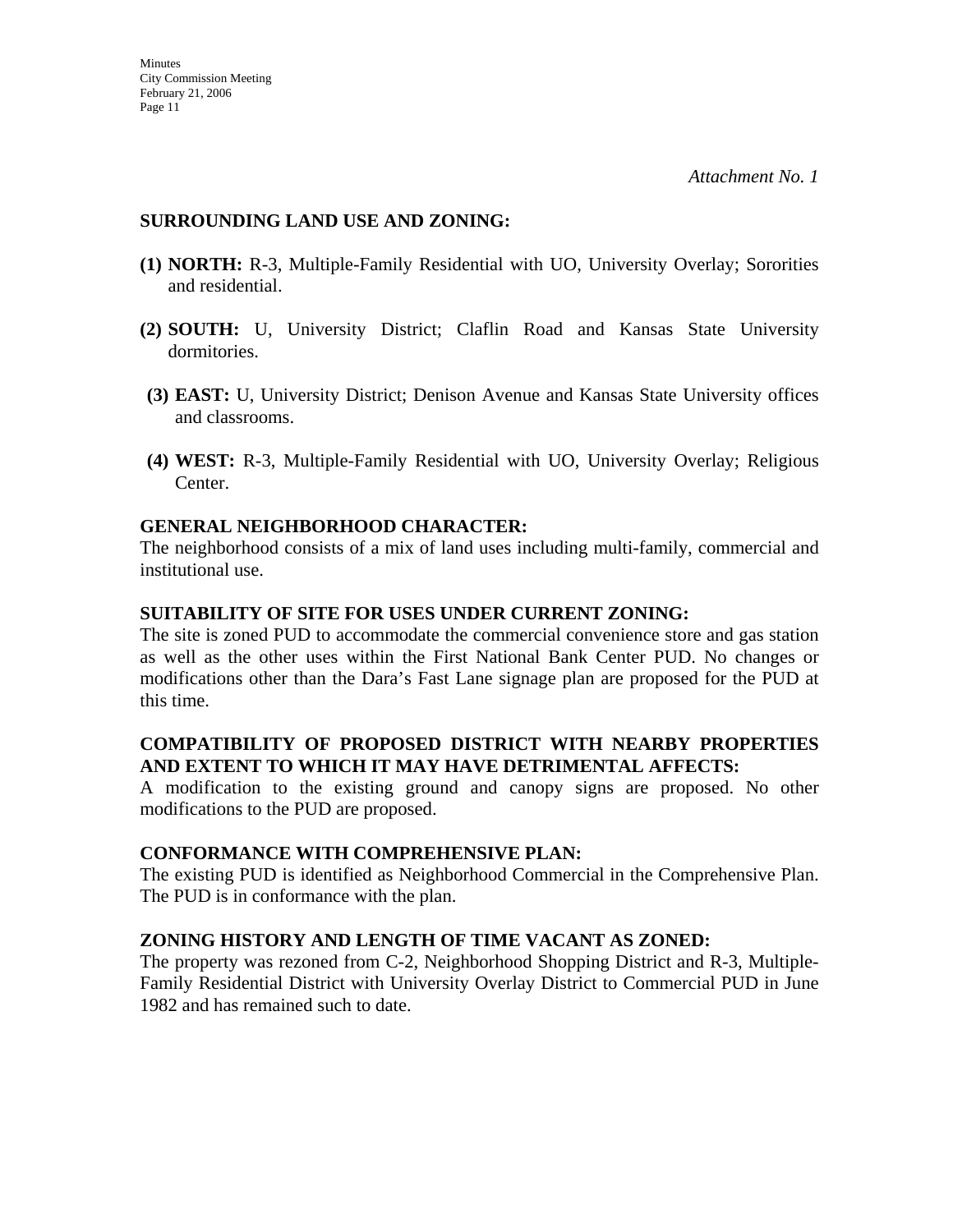*Attachment No. 1*

**SURROUNDING LAND USE AND ZONING:**

**(1) NORTH:** R-3, Multiple-Family Residential with UO, University Overlay; Sororities and residential.

**(2) SOUTH:** U, University District; Claflin Road and Kansas State University dormitories.

**(3) EAST:** U, University District; Denison Avenue and Kansas State University offices and classrooms.

**(4) WEST:** R-3, Multiple-Family Residential with UO, University Overlay; Religious Center.

**GENERAL NEIGHBORHOOD CHARACTER:**
The neighborhood consists of a mix of land uses including multi-family, commercial and institutional use.

**SUITABILITY OF SITE FOR USES UNDER CURRENT ZONING:**
The site is zoned PUD to accommodate the commercial convenience store and gas station as well as the other uses within the First National Bank Center PUD. No changes or modifications other than the Dara's Fast Lane signage plan are proposed for the PUD at this time.

**COMPATIBILITY OF PROPOSED DISTRICT WITH NEARBY PROPERTIES AND EXTENT TO WHICH IT MAY HAVE DETRIMENTAL AFFECTS:**
A modification to the existing ground and canopy signs are proposed. No other modifications to the PUD are proposed.

**CONFORMANCE WITH COMPREHENSIVE PLAN:**
The existing PUD is identified as Neighborhood Commercial in the Comprehensive Plan. The PUD is in conformance with the plan.

**ZONING HISTORY AND LENGTH OF TIME VACANT AS ZONED:**
The property was rezoned from C-2, Neighborhood Shopping District and R-3, Multiple-Family Residential District with University Overlay District to Commercial PUD in June 1982 and has remained such to date.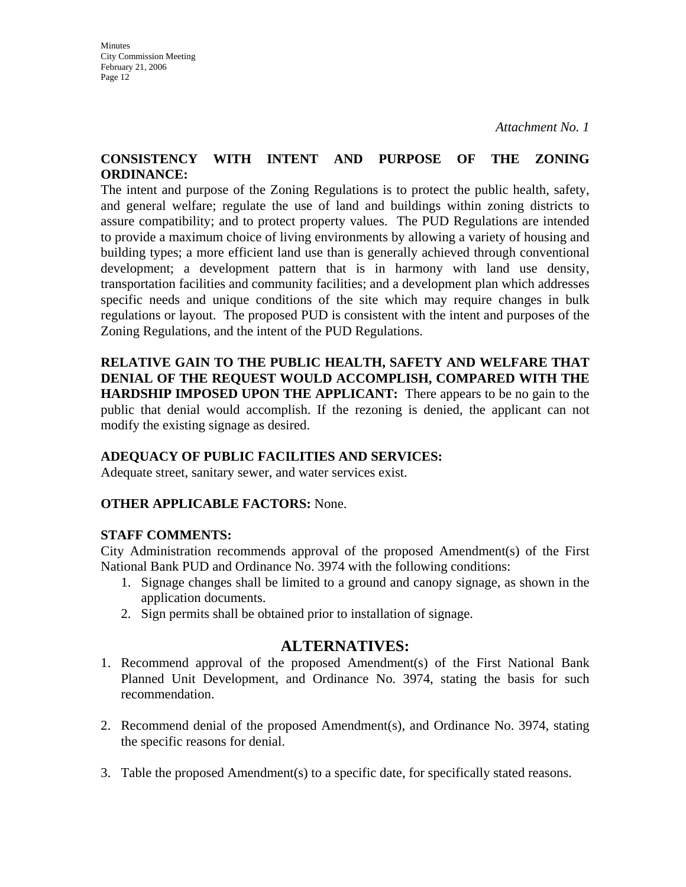*Attachment No. 1*

**CONSISTENCY WITH INTENT AND PURPOSE OF THE ZONING ORDINANCE:**
The intent and purpose of the Zoning Regulations is to protect the public health, safety, and general welfare; regulate the use of land and buildings within zoning districts to assure compatibility; and to protect property values. The PUD Regulations are intended to provide a maximum choice of living environments by allowing a variety of housing and building types; a more efficient land use than is generally achieved through conventional development; a development pattern that is in harmony with land use density, transportation facilities and community facilities; and a development plan which addresses specific needs and unique conditions of the site which may require changes in bulk regulations or layout. The proposed PUD is consistent with the intent and purposes of the Zoning Regulations, and the intent of the PUD Regulations.

**RELATIVE GAIN TO THE PUBLIC HEALTH, SAFETY AND WELFARE THAT DENIAL OF THE REQUEST WOULD ACCOMPLISH, COMPARED WITH THE HARDSHIP IMPOSED UPON THE APPLICANT:** There appears to be no gain to the public that denial would accomplish. If the rezoning is denied, the applicant can not modify the existing signage as desired.

**ADEQUACY OF PUBLIC FACILITIES AND SERVICES:**
Adequate street, sanitary sewer, and water services exist.

**OTHER APPLICABLE FACTORS:** None.

**STAFF COMMENTS:**
City Administration recommends approval of the proposed Amendment(s) of the First National Bank PUD and Ordinance No. 3974 with the following conditions:

1. Signage changes shall be limited to a ground and canopy signage, as shown in the application documents.
2. Sign permits shall be obtained prior to installation of signage.

## ALTERNATIVES:

1. Recommend approval of the proposed Amendment(s) of the First National Bank Planned Unit Development, and Ordinance No. 3974, stating the basis for such recommendation.

2. Recommend denial of the proposed Amendment(s), and Ordinance No. 3974, stating the specific reasons for denial.

3. Table the proposed Amendment(s) to a specific date, for specifically stated reasons.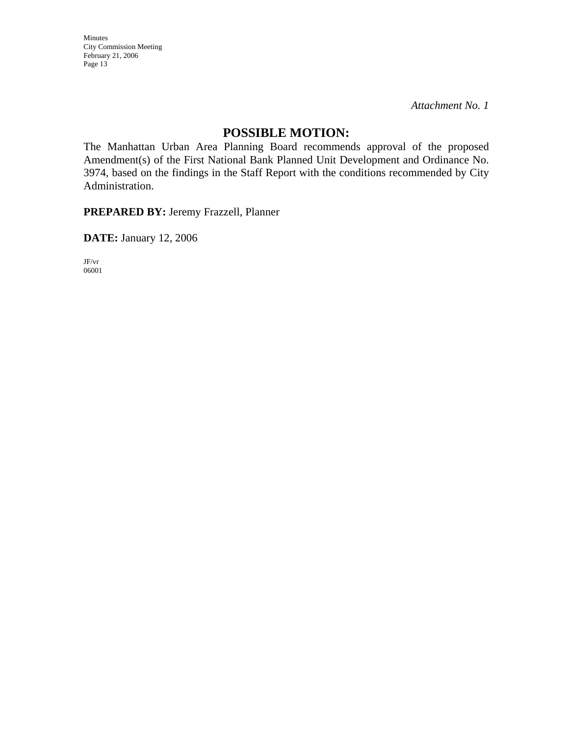*Attachment No. 1*

## POSSIBLE MOTION:

The Manhattan Urban Area Planning Board recommends approval of the proposed Amendment(s) of the First National Bank Planned Unit Development and Ordinance No. 3974, based on the findings in the Staff Report with the conditions recommended by City Administration.

**PREPARED BY:** Jeremy Frazzell, Planner

**DATE:** January 12, 2006

JF/vr
06001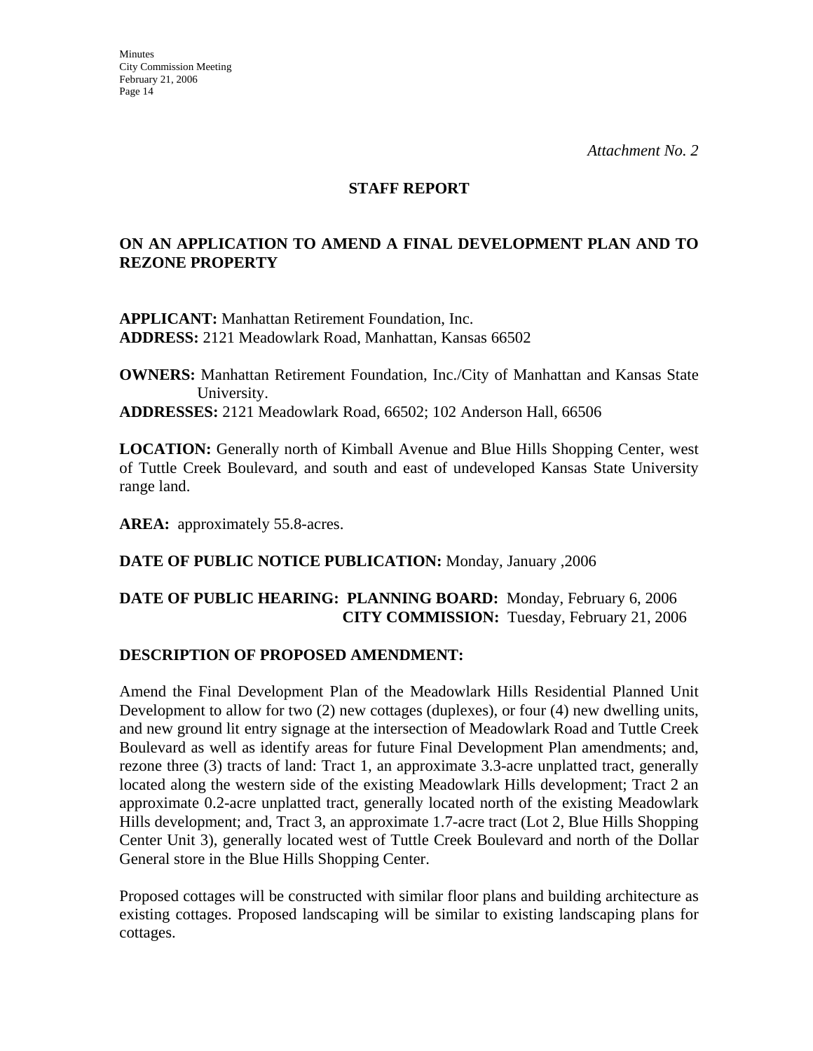*Attachment No. 2*

## STAFF REPORT

### ON AN APPLICATION TO AMEND A FINAL DEVELOPMENT PLAN AND TO REZONE PROPERTY

**APPLICANT:** Manhattan Retirement Foundation, Inc.
**ADDRESS:** 2121 Meadowlark Road, Manhattan, Kansas 66502

**OWNERS:** Manhattan Retirement Foundation, Inc./City of Manhattan and Kansas State University.
**ADDRESSES:** 2121 Meadowlark Road, 66502; 102 Anderson Hall, 66506

**LOCATION:** Generally north of Kimball Avenue and Blue Hills Shopping Center, west of Tuttle Creek Boulevard, and south and east of undeveloped Kansas State University range land.

**AREA:** approximately 55.8-acres.

**DATE OF PUBLIC NOTICE PUBLICATION:** Monday, January ,2006

**DATE OF PUBLIC HEARING: PLANNING BOARD:** Monday, February 6, 2006
**CITY COMMISSION:** Tuesday, February 21, 2006

**DESCRIPTION OF PROPOSED AMENDMENT:**

Amend the Final Development Plan of the Meadowlark Hills Residential Planned Unit Development to allow for two (2) new cottages (duplexes), or four (4) new dwelling units, and new ground lit entry signage at the intersection of Meadowlark Road and Tuttle Creek Boulevard as well as identify areas for future Final Development Plan amendments; and, rezone three (3) tracts of land: Tract 1, an approximate 3.3-acre unplatted tract, generally located along the western side of the existing Meadowlark Hills development; Tract 2 an approximate 0.2-acre unplatted tract, generally located north of the existing Meadowlark Hills development; and, Tract 3, an approximate 1.7-acre tract (Lot 2, Blue Hills Shopping Center Unit 3), generally located west of Tuttle Creek Boulevard and north of the Dollar General store in the Blue Hills Shopping Center.

Proposed cottages will be constructed with similar floor plans and building architecture as existing cottages. Proposed landscaping will be similar to existing landscaping plans for cottages.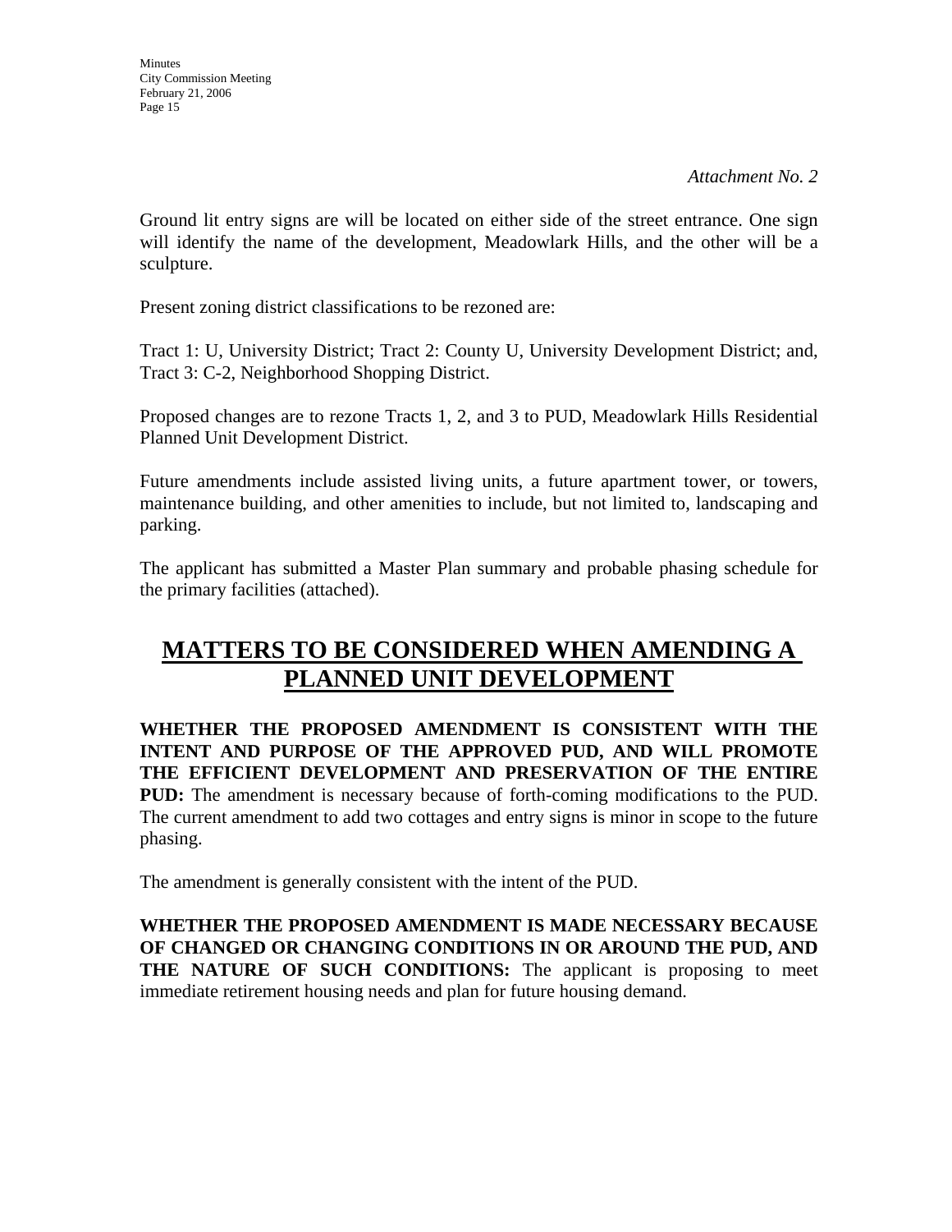*Attachment No. 2*

Ground lit entry signs are will be located on either side of the street entrance. One sign will identify the name of the development, Meadowlark Hills, and the other will be a sculpture.

Present zoning district classifications to be rezoned are:

Tract 1: U, University District; Tract 2: County U, University Development District; and, Tract 3: C-2, Neighborhood Shopping District.

Proposed changes are to rezone Tracts 1, 2, and 3 to PUD, Meadowlark Hills Residential Planned Unit Development District.

Future amendments include assisted living units, a future apartment tower, or towers, maintenance building, and other amenities to include, but not limited to, landscaping and parking.

The applicant has submitted a Master Plan summary and probable phasing schedule for the primary facilities (attached).

## MATTERS TO BE CONSIDERED WHEN AMENDING A PLANNED UNIT DEVELOPMENT

**WHETHER THE PROPOSED AMENDMENT IS CONSISTENT WITH THE INTENT AND PURPOSE OF THE APPROVED PUD, AND WILL PROMOTE THE EFFICIENT DEVELOPMENT AND PRESERVATION OF THE ENTIRE PUD:** The amendment is necessary because of forth-coming modifications to the PUD. The current amendment to add two cottages and entry signs is minor in scope to the future phasing.

The amendment is generally consistent with the intent of the PUD.

**WHETHER THE PROPOSED AMENDMENT IS MADE NECESSARY BECAUSE OF CHANGED OR CHANGING CONDITIONS IN OR AROUND THE PUD, AND THE NATURE OF SUCH CONDITIONS:** The applicant is proposing to meet immediate retirement housing needs and plan for future housing demand.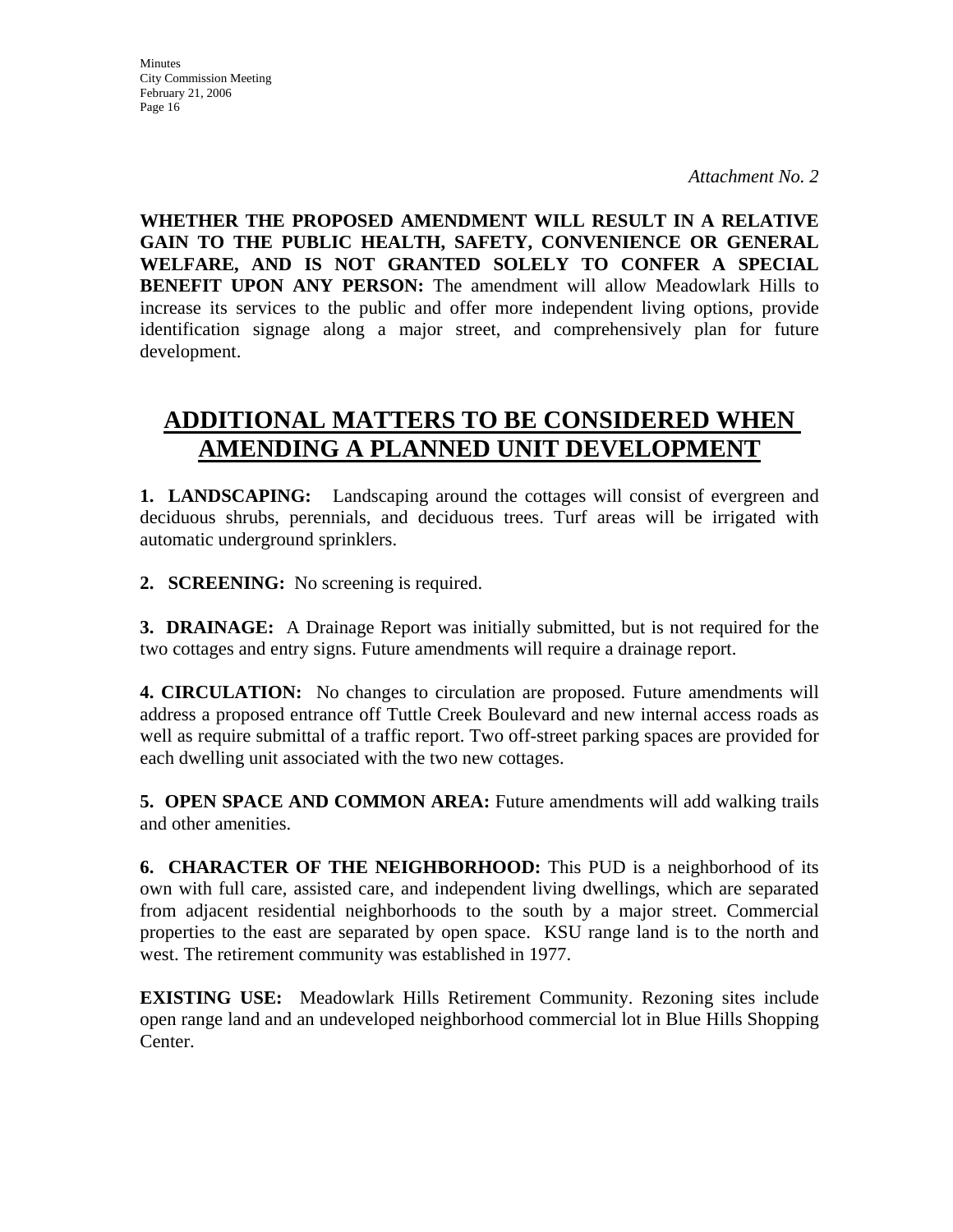*Attachment No. 2*

**WHETHER THE PROPOSED AMENDMENT WILL RESULT IN A RELATIVE GAIN TO THE PUBLIC HEALTH, SAFETY, CONVENIENCE OR GENERAL WELFARE, AND IS NOT GRANTED SOLELY TO CONFER A SPECIAL BENEFIT UPON ANY PERSON:** The amendment will allow Meadowlark Hills to increase its services to the public and offer more independent living options, provide identification signage along a major street, and comprehensively plan for future development.

## ADDITIONAL MATTERS TO BE CONSIDERED WHEN AMENDING A PLANNED UNIT DEVELOPMENT

**1. LANDSCAPING:** Landscaping around the cottages will consist of evergreen and deciduous shrubs, perennials, and deciduous trees. Turf areas will be irrigated with automatic underground sprinklers.

**2. SCREENING:** No screening is required.

**3. DRAINAGE:** A Drainage Report was initially submitted, but is not required for the two cottages and entry signs. Future amendments will require a drainage report.

**4. CIRCULATION:** No changes to circulation are proposed. Future amendments will address a proposed entrance off Tuttle Creek Boulevard and new internal access roads as well as require submittal of a traffic report. Two off-street parking spaces are provided for each dwelling unit associated with the two new cottages.

**5. OPEN SPACE AND COMMON AREA:** Future amendments will add walking trails and other amenities.

**6. CHARACTER OF THE NEIGHBORHOOD:** This PUD is a neighborhood of its own with full care, assisted care, and independent living dwellings, which are separated from adjacent residential neighborhoods to the south by a major street. Commercial properties to the east are separated by open space. KSU range land is to the north and west. The retirement community was established in 1977.

**EXISTING USE:** Meadowlark Hills Retirement Community. Rezoning sites include open range land and an undeveloped neighborhood commercial lot in Blue Hills Shopping Center.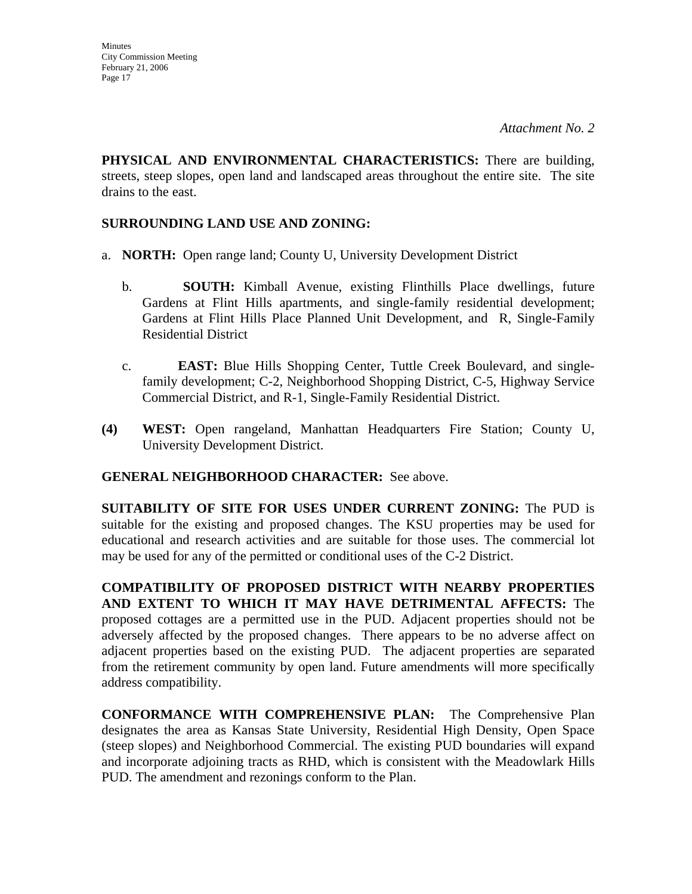*Attachment No. 2*

**PHYSICAL AND ENVIRONMENTAL CHARACTERISTICS:** There are building, streets, steep slopes, open land and landscaped areas throughout the entire site. The site drains to the east.

**SURROUNDING LAND USE AND ZONING:**

a. **NORTH:** Open range land; County U, University Development District

b. **SOUTH:** Kimball Avenue, existing Flinthills Place dwellings, future Gardens at Flint Hills apartments, and single-family residential development; Gardens at Flint Hills Place Planned Unit Development, and R, Single-Family Residential District

c. **EAST:** Blue Hills Shopping Center, Tuttle Creek Boulevard, and single-family development; C-2, Neighborhood Shopping District, C-5, Highway Service Commercial District, and R-1, Single-Family Residential District.

**(4)** **WEST:** Open rangeland, Manhattan Headquarters Fire Station; County U, University Development District.

**GENERAL NEIGHBORHOOD CHARACTER:** See above.

**SUITABILITY OF SITE FOR USES UNDER CURRENT ZONING:** The PUD is suitable for the existing and proposed changes. The KSU properties may be used for educational and research activities and are suitable for those uses. The commercial lot may be used for any of the permitted or conditional uses of the C-2 District.

**COMPATIBILITY OF PROPOSED DISTRICT WITH NEARBY PROPERTIES AND EXTENT TO WHICH IT MAY HAVE DETRIMENTAL AFFECTS:** The proposed cottages are a permitted use in the PUD. Adjacent properties should not be adversely affected by the proposed changes. There appears to be no adverse affect on adjacent properties based on the existing PUD. The adjacent properties are separated from the retirement community by open land. Future amendments will more specifically address compatibility.

**CONFORMANCE WITH COMPREHENSIVE PLAN:** The Comprehensive Plan designates the area as Kansas State University, Residential High Density, Open Space (steep slopes) and Neighborhood Commercial. The existing PUD boundaries will expand and incorporate adjoining tracts as RHD, which is consistent with the Meadowlark Hills PUD. The amendment and rezonings conform to the Plan.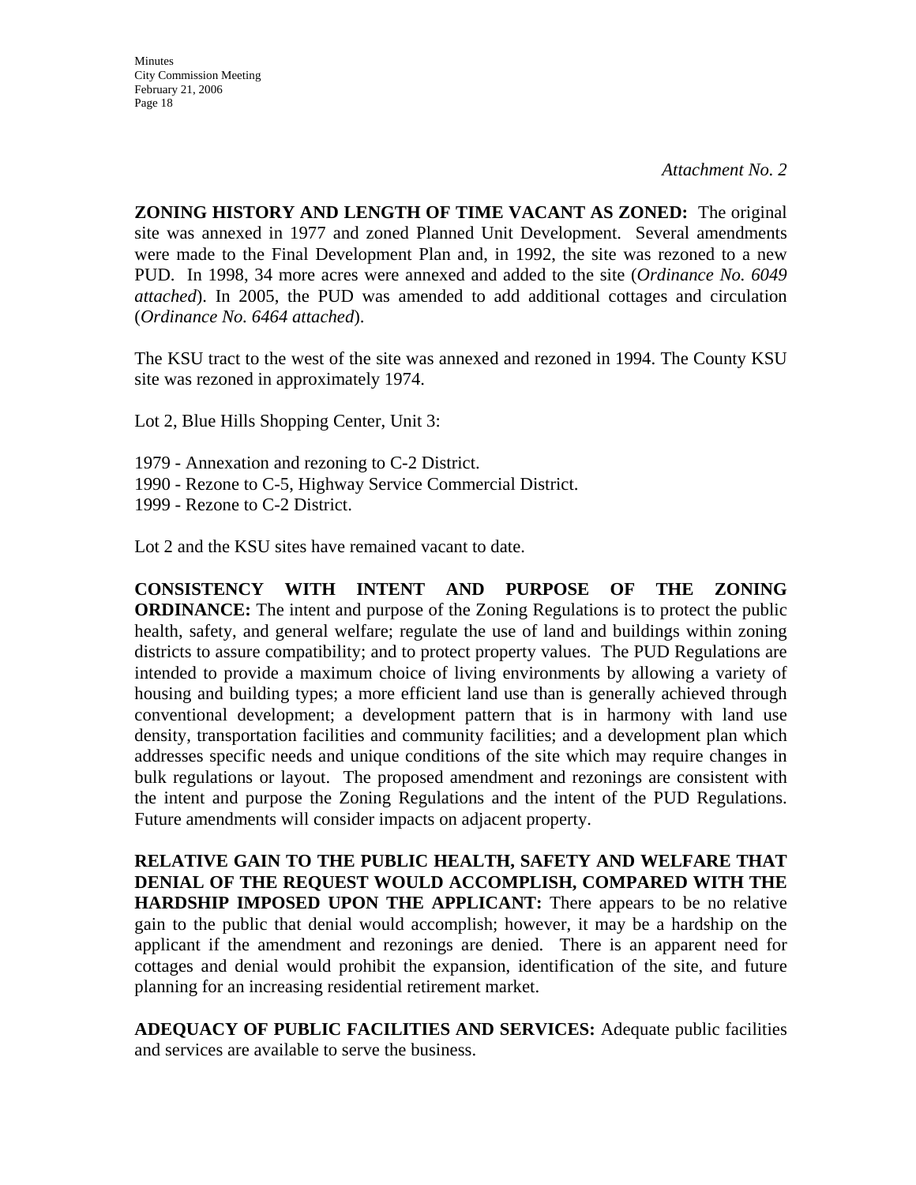*Attachment No. 2*

**ZONING HISTORY AND LENGTH OF TIME VACANT AS ZONED:** The original site was annexed in 1977 and zoned Planned Unit Development. Several amendments were made to the Final Development Plan and, in 1992, the site was rezoned to a new PUD. In 1998, 34 more acres were annexed and added to the site (*Ordinance No. 6049 attached*). In 2005, the PUD was amended to add additional cottages and circulation (*Ordinance No. 6464 attached*).

The KSU tract to the west of the site was annexed and rezoned in 1994. The County KSU site was rezoned in approximately 1974.

Lot 2, Blue Hills Shopping Center, Unit 3:

1979 - Annexation and rezoning to C-2 District.
1990 - Rezone to C-5, Highway Service Commercial District.
1999 - Rezone to C-2 District.

Lot 2 and the KSU sites have remained vacant to date.

**CONSISTENCY WITH INTENT AND PURPOSE OF THE ZONING ORDINANCE:** The intent and purpose of the Zoning Regulations is to protect the public health, safety, and general welfare; regulate the use of land and buildings within zoning districts to assure compatibility; and to protect property values. The PUD Regulations are intended to provide a maximum choice of living environments by allowing a variety of housing and building types; a more efficient land use than is generally achieved through conventional development; a development pattern that is in harmony with land use density, transportation facilities and community facilities; and a development plan which addresses specific needs and unique conditions of the site which may require changes in bulk regulations or layout. The proposed amendment and rezonings are consistent with the intent and purpose the Zoning Regulations and the intent of the PUD Regulations. Future amendments will consider impacts on adjacent property.

**RELATIVE GAIN TO THE PUBLIC HEALTH, SAFETY AND WELFARE THAT DENIAL OF THE REQUEST WOULD ACCOMPLISH, COMPARED WITH THE HARDSHIP IMPOSED UPON THE APPLICANT:** There appears to be no relative gain to the public that denial would accomplish; however, it may be a hardship on the applicant if the amendment and rezonings are denied. There is an apparent need for cottages and denial would prohibit the expansion, identification of the site, and future planning for an increasing residential retirement market.

**ADEQUACY OF PUBLIC FACILITIES AND SERVICES:** Adequate public facilities and services are available to serve the business.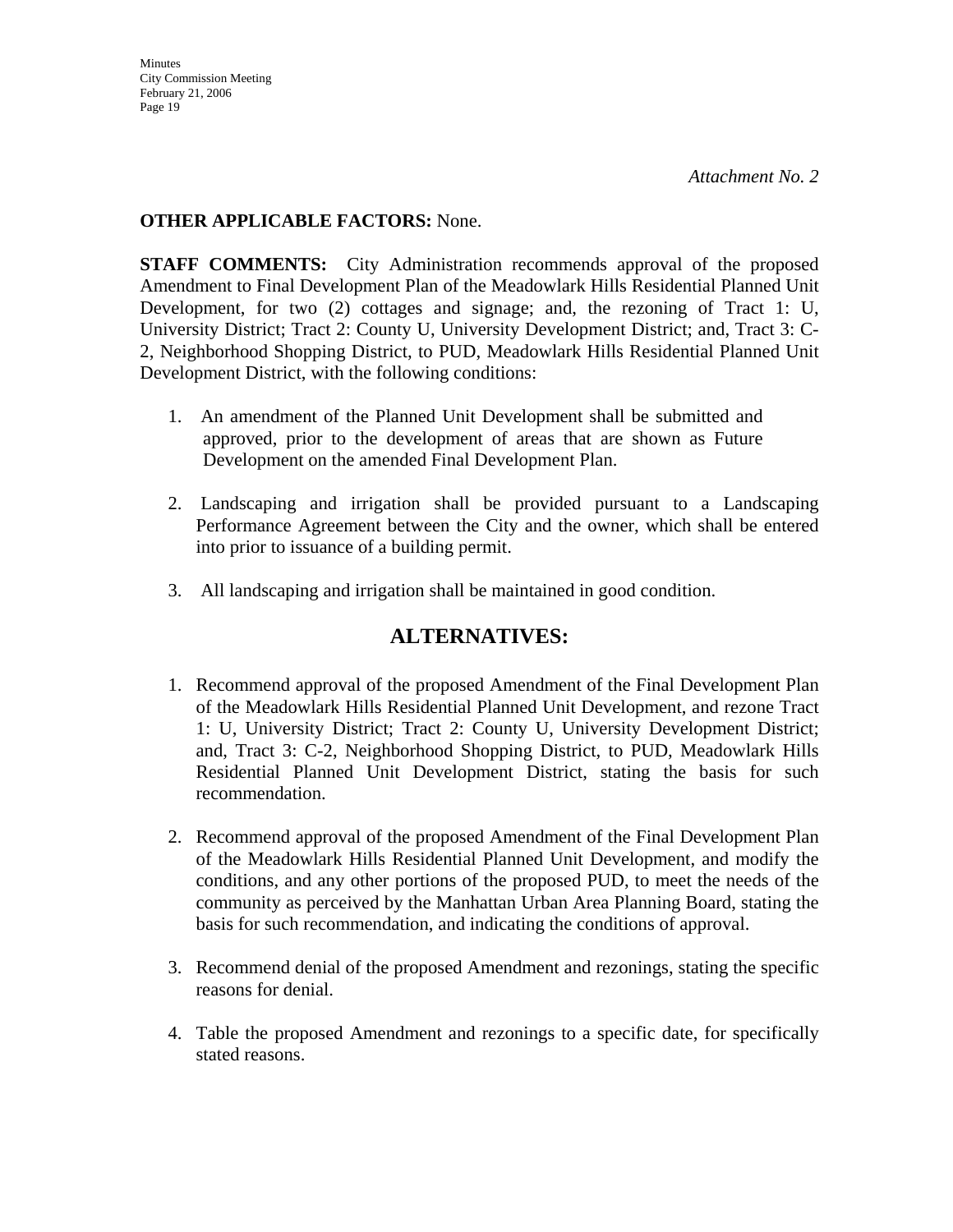*Attachment No. 2*

**OTHER APPLICABLE FACTORS:** None.

**STAFF COMMENTS:** City Administration recommends approval of the proposed Amendment to Final Development Plan of the Meadowlark Hills Residential Planned Unit Development, for two (2) cottages and signage; and, the rezoning of Tract 1: U, University District; Tract 2: County U, University Development District; and, Tract 3: C-2, Neighborhood Shopping District, to PUD, Meadowlark Hills Residential Planned Unit Development District, with the following conditions:

1. An amendment of the Planned Unit Development shall be submitted and approved, prior to the development of areas that are shown as Future Development on the amended Final Development Plan.
2. Landscaping and irrigation shall be provided pursuant to a Landscaping Performance Agreement between the City and the owner, which shall be entered into prior to issuance of a building permit.
3. All landscaping and irrigation shall be maintained in good condition.

## ALTERNATIVES:

1. Recommend approval of the proposed Amendment of the Final Development Plan of the Meadowlark Hills Residential Planned Unit Development, and rezone Tract 1: U, University District; Tract 2: County U, University Development District; and, Tract 3: C-2, Neighborhood Shopping District, to PUD, Meadowlark Hills Residential Planned Unit Development District, stating the basis for such recommendation.
2. Recommend approval of the proposed Amendment of the Final Development Plan of the Meadowlark Hills Residential Planned Unit Development, and modify the conditions, and any other portions of the proposed PUD, to meet the needs of the community as perceived by the Manhattan Urban Area Planning Board, stating the basis for such recommendation, and indicating the conditions of approval.
3. Recommend denial of the proposed Amendment and rezonings, stating the specific reasons for denial.
4. Table the proposed Amendment and rezonings to a specific date, for specifically stated reasons.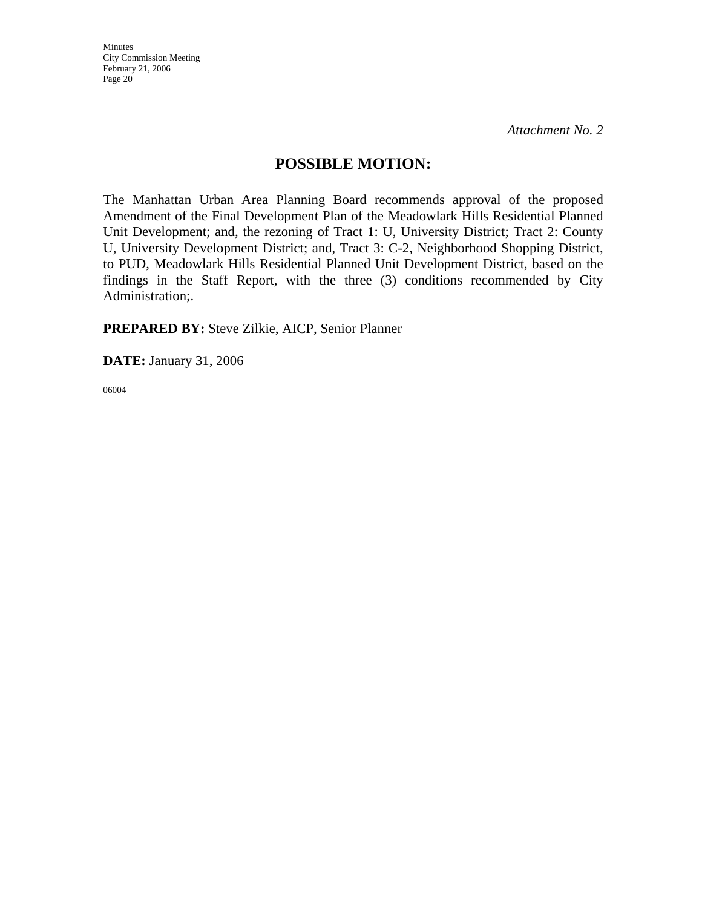*Attachment No. 2*

## POSSIBLE MOTION:

The Manhattan Urban Area Planning Board recommends approval of the proposed Amendment of the Final Development Plan of the Meadowlark Hills Residential Planned Unit Development; and, the rezoning of Tract 1: U, University District; Tract 2: County U, University Development District; and, Tract 3: C-2, Neighborhood Shopping District, to PUD, Meadowlark Hills Residential Planned Unit Development District, based on the findings in the Staff Report, with the three (3) conditions recommended by City Administration;.

**PREPARED BY:** Steve Zilkie, AICP, Senior Planner

**DATE:** January 31, 2006

06004